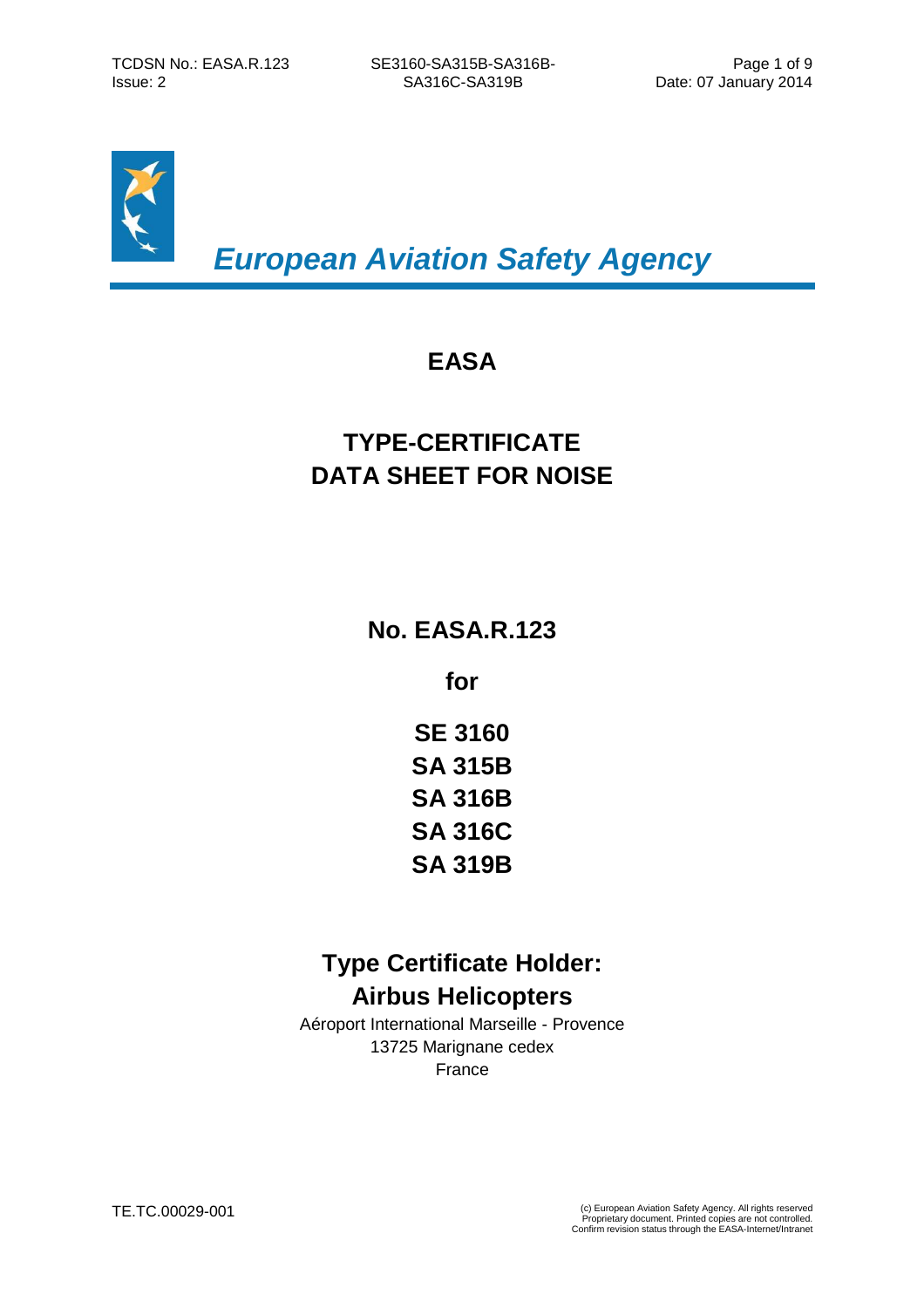*European Aviation Safety Agency*

# EASA

# TYPE-CERTIFICATE DATA SHEET FOR NOISE

## No. EASA.R.123

## for

## SE 3160
## SA 315B
## SA 316B
## SA 316C
## SA 319B

## Type Certificate Holder: Airbus Helicopters

Aéroport International Marseille - Provence
13725 Marignane cedex
France

TE.TC.00029-001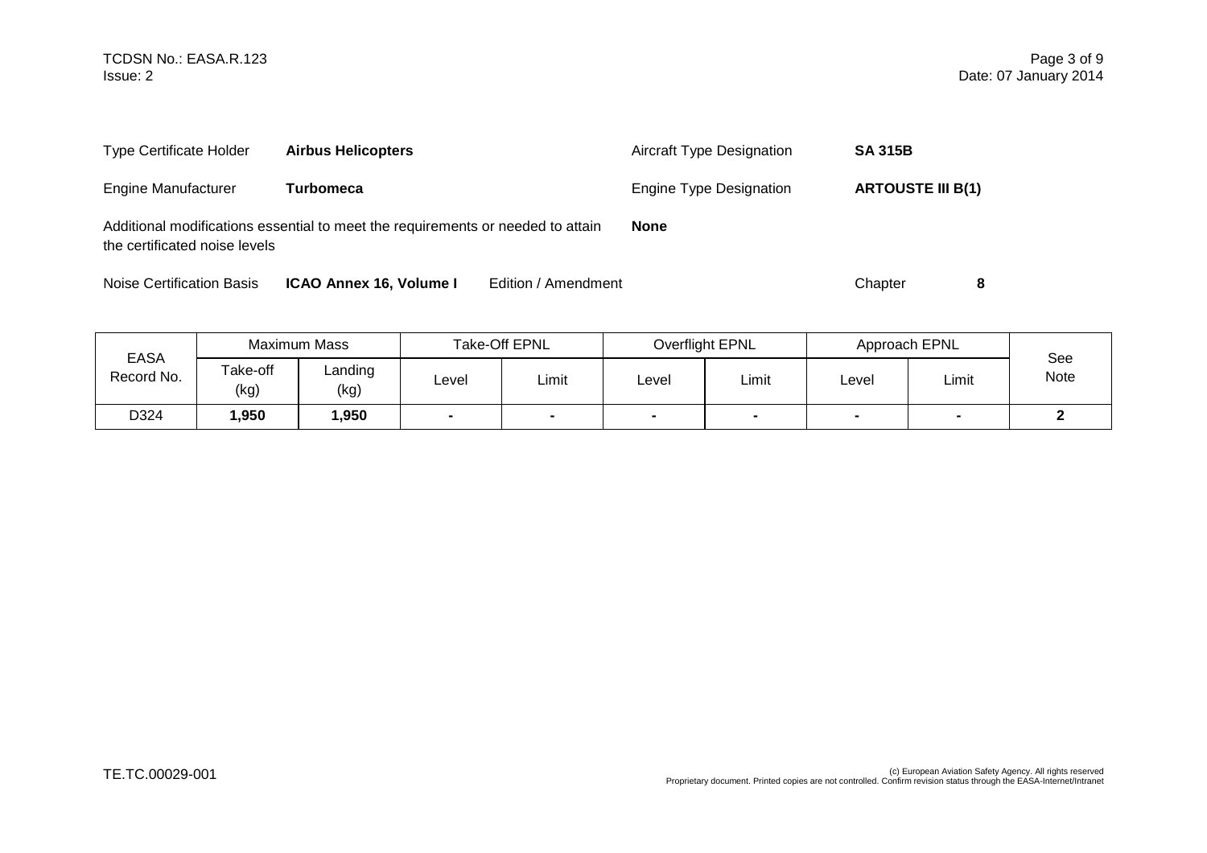| | | | |
|---|---|---|---|
| Type Certificate Holder | **Airbus Helicopters** | Aircraft Type Designation | **SA 315B** |
| Engine Manufacturer | **Turbomeca** | Engine Type Designation | **ARTOUSTE III B(1)** |

Additional modifications essential to meet the requirements or needed to attain the certificated noise levels **None**

Noise Certification Basis **ICAO Annex 16, Volume I** Edition / Amendment Chapter **8**

| EASA Record No. | Maximum Mass | | Take-Off EPNL | | Overflight EPNL | | Approach EPNL | | See Note |
|---|---|---|---|---|---|---|---|---|---|
| | Take-off (kg) | Landing (kg) | Level | Limit | Level | Limit | Level | Limit | |
| D324 | **1,950** | **1,950** | **-** | **-** | **-** | **-** | **-** | **-** | **2** |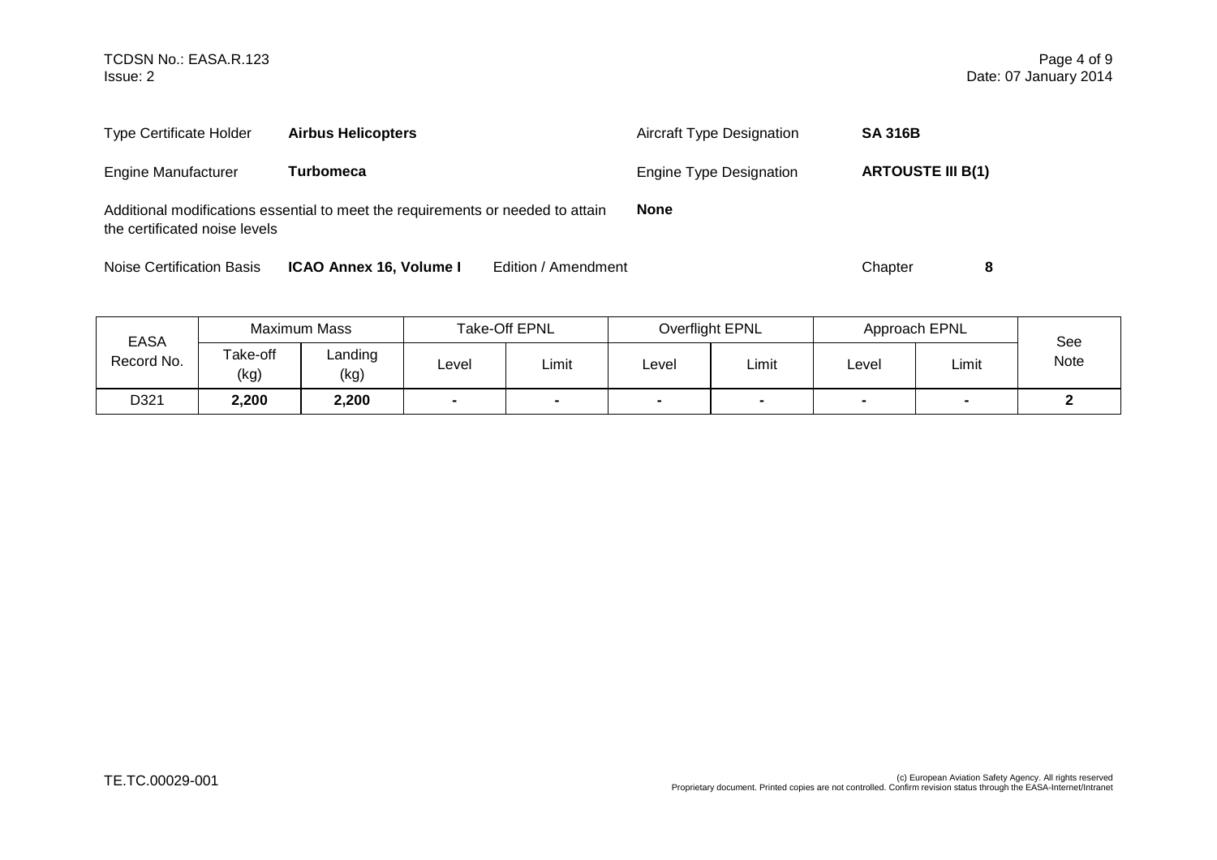| Type Certificate Holder | **Airbus Helicopters** | Aircraft Type Designation | **SA 316B** |
|---|---|---|---|
| Engine Manufacturer | **Turbomeca** | Engine Type Designation | **ARTOUSTE III B(1)** |

Additional modifications essential to meet the requirements or needed to attain the certificated noise levels **None**

Noise Certification Basis **ICAO Annex 16, Volume I** Edition / Amendment Chapter **8**

| EASA Record No. | Maximum Mass | | Take-Off EPNL | | Overflight EPNL | | Approach EPNL | | See Note |
|---|---|---|---|---|---|---|---|---|---|
| | Take-off (kg) | Landing (kg) | Level | Limit | Level | Limit | Level | Limit | |
| D321 | **2,200** | **2,200** | **-** | **-** | **-** | **-** | **-** | **-** | **2** |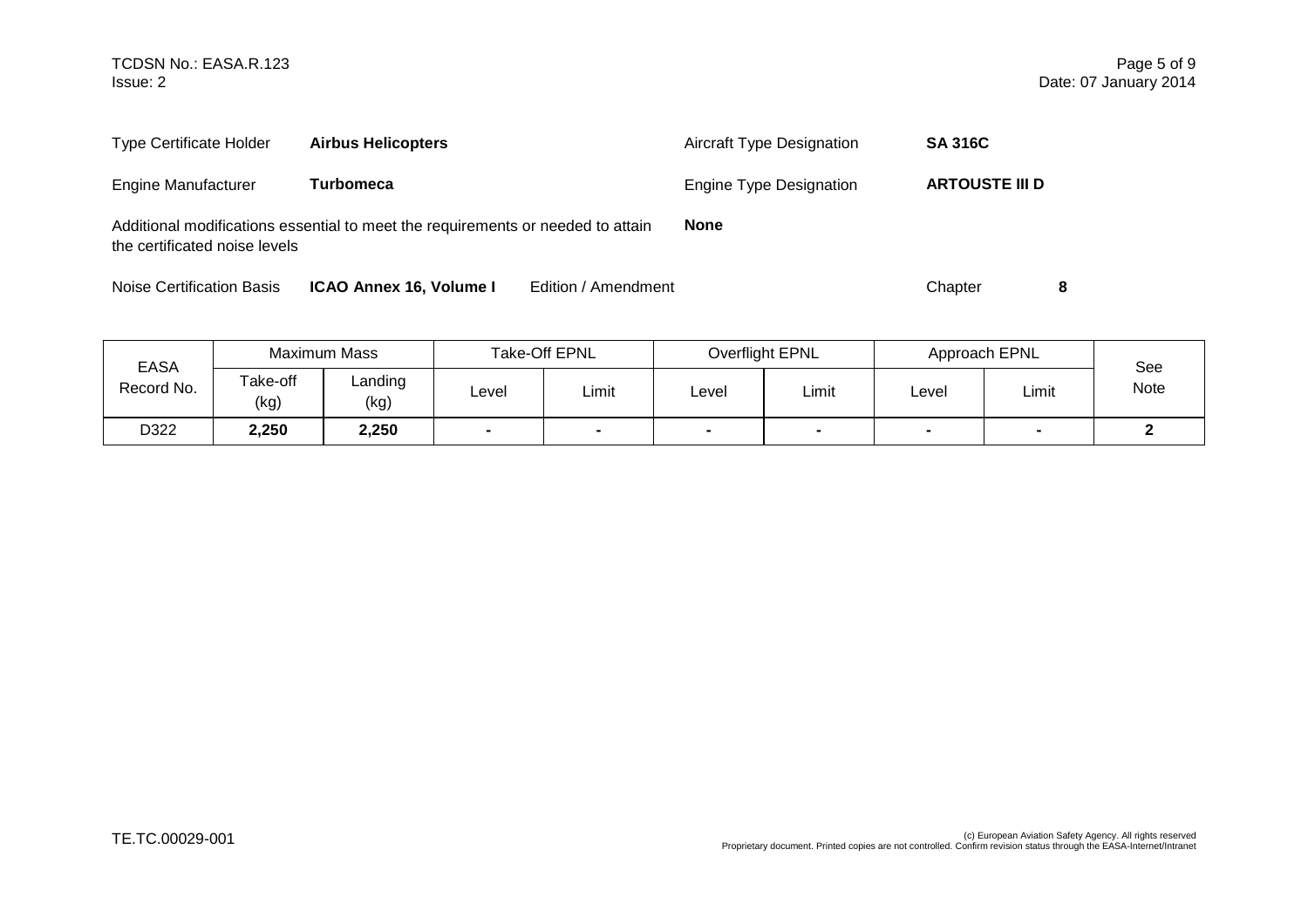| Type Certificate Holder | **Airbus Helicopters** | Aircraft Type Designation | **SA 316C** |
|---|---|---|---|
| Engine Manufacturer | **Turbomeca** | Engine Type Designation | **ARTOUSTE III D** |

Additional modifications essential to meet the requirements or needed to attain the certificated noise levels **None**

Noise Certification Basis **ICAO Annex 16, Volume I** Edition / Amendment Chapter **8**

| EASA Record No. | Maximum Mass | | Take-Off EPNL | | Overflight EPNL | | Approach EPNL | | See Note |
|---|---|---|---|---|---|---|---|---|---|
| | Take-off (kg) | Landing (kg) | Level | Limit | Level | Limit | Level | Limit | |
| D322 | **2,250** | **2,250** | **-** | **-** | **-** | **-** | **-** | **-** | **2** |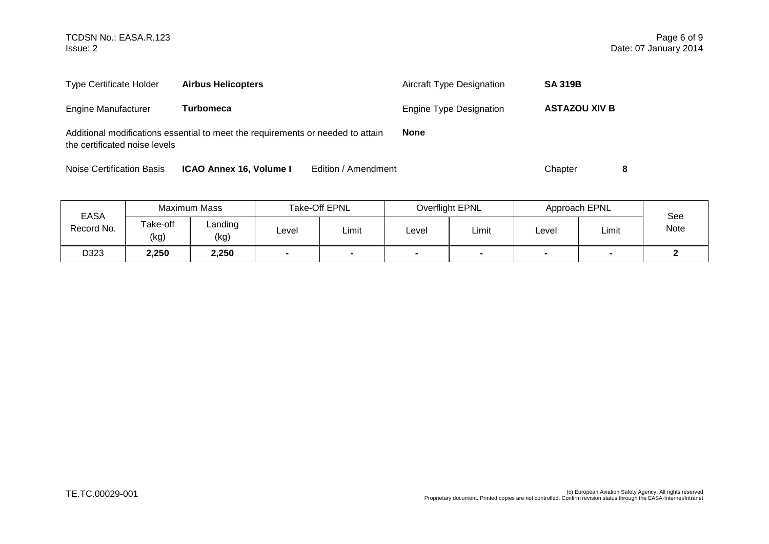| Type Certificate Holder | **Airbus Helicopters** | Aircraft Type Designation | **SA 319B** |
|---|---|---|---|
| Engine Manufacturer | **Turbomeca** | Engine Type Designation | **ASTAZOU XIV B** |

Additional modifications essential to meet the requirements or needed to attain the certificated noise levels **None**

Noise Certification Basis **ICAO Annex 16, Volume I** Edition / Amendment Chapter **8**

| EASA Record No. | Maximum Mass | | Take-Off EPNL | | Overflight EPNL | | Approach EPNL | | See Note |
|---|---|---|---|---|---|---|---|---|---|
| | Take-off (kg) | Landing (kg) | Level | Limit | Level | Limit | Level | Limit | |
| D323 | **2,250** | **2,250** | **-** | **-** | **-** | **-** | **-** | **-** | **2** |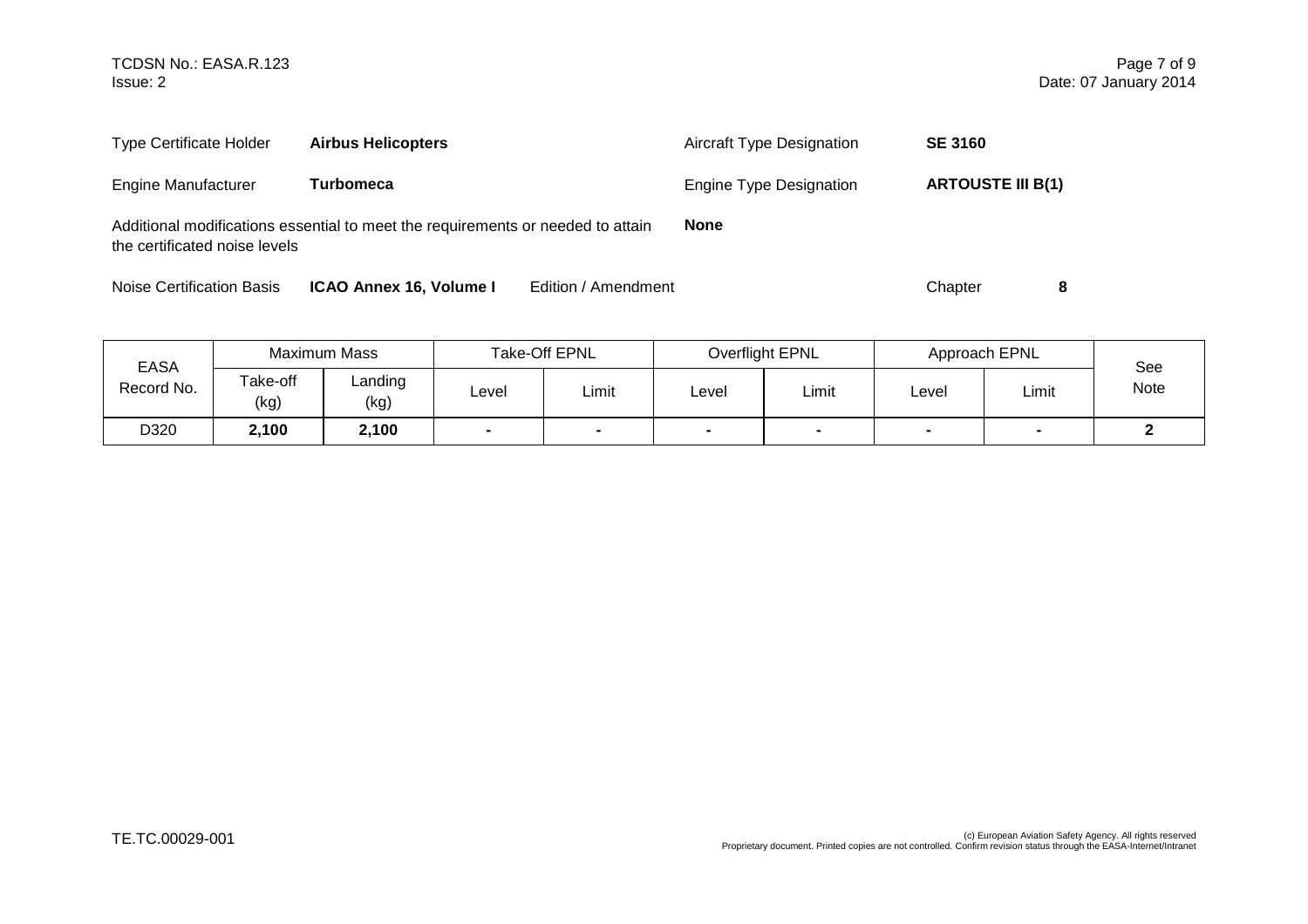| | | | |
|---|---|---|---|
| Type Certificate Holder | **Airbus Helicopters** | Aircraft Type Designation | **SE 3160** |
| Engine Manufacturer | **Turbomeca** | Engine Type Designation | **ARTOUSTE III B(1)** |

Additional modifications essential to meet the requirements or needed to attain the certificated noise levels: **None**

Noise Certification Basis: **ICAO Annex 16, Volume I** Edition / Amendment Chapter **8**

| EASA Record No. | Maximum Mass | | Take-Off EPNL | | Overflight EPNL | | Approach EPNL | | See Note |
|---|---|---|---|---|---|---|---|---|---|
| | Take-off (kg) | Landing (kg) | Level | Limit | Level | Limit | Level | Limit | |
| D320 | **2,100** | **2,100** | **-** | **-** | **-** | **-** | **-** | **-** | **2** |

TE.TC.00029-001

(c) European Aviation Safety Agency. All rights reserved
Proprietary document. Printed copies are not controlled. Confirm revision status through the EASA-Internet/Intranet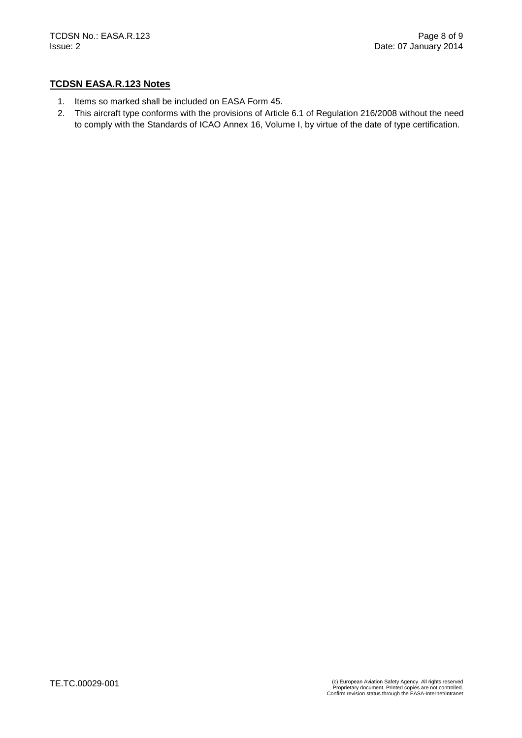## TCDSN EASA.R.123 Notes

1. Items so marked shall be included on EASA Form 45.
2. This aircraft type conforms with the provisions of Article 6.1 of Regulation 216/2008 without the need to comply with the Standards of ICAO Annex 16, Volume I, by virtue of the date of type certification.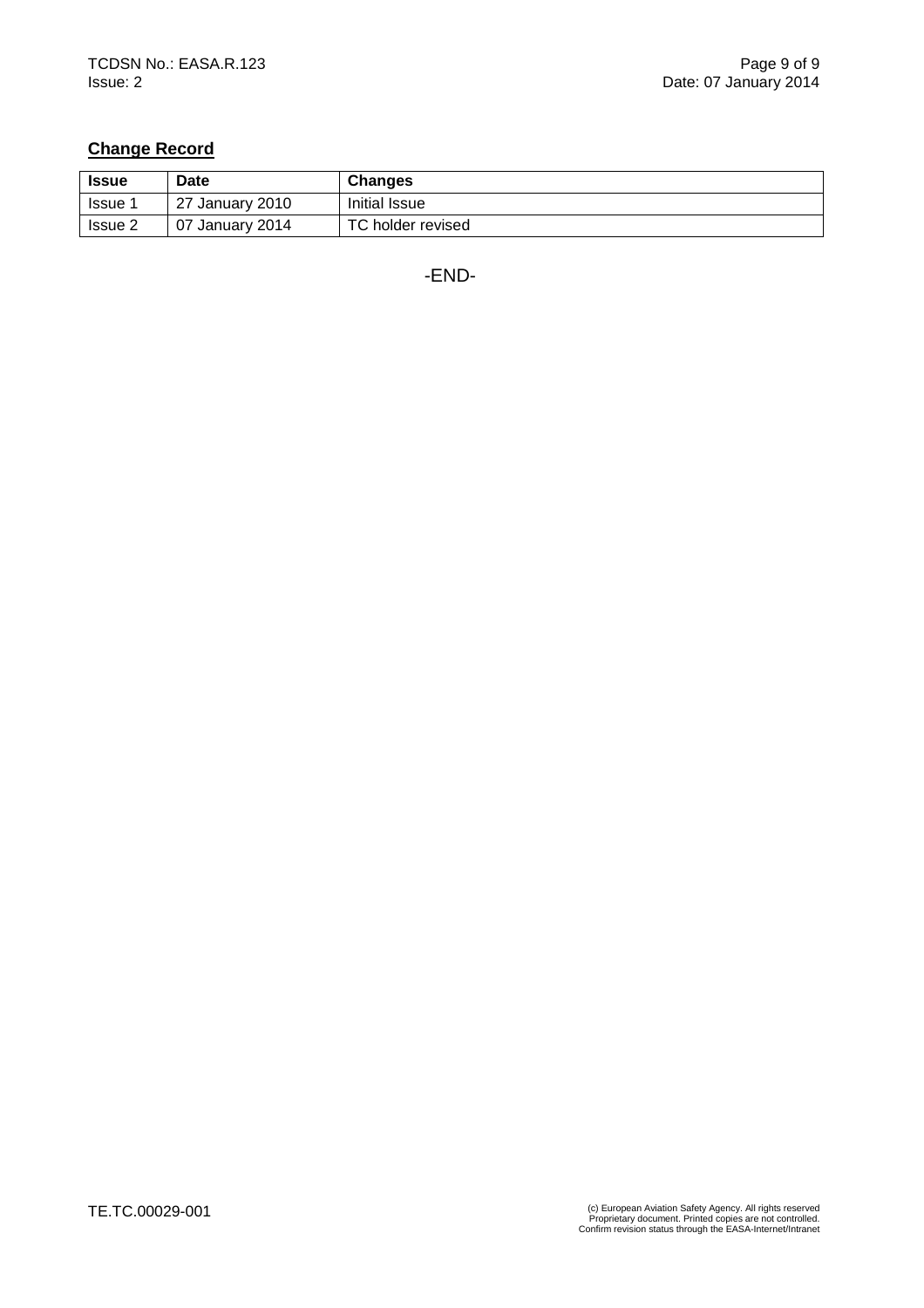## Change Record

| Issue | Date | Changes |
| --- | --- | --- |
| Issue 1 | 27 January 2010 | Initial Issue |
| Issue 2 | 07 January 2014 | TC holder revised |

-END-